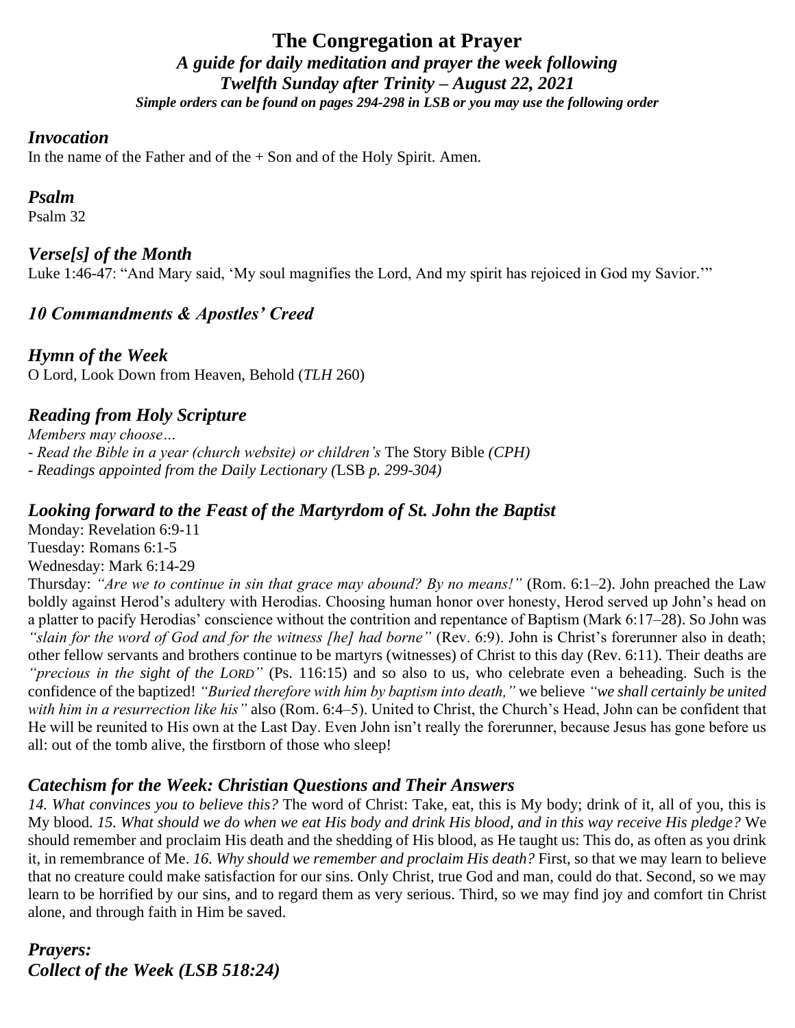# The Congregation at Prayer

## *A guide for daily meditation and prayer the week following Twelfth Sunday after Trinity – August 22, 2021*

***Simple orders can be found on pages 294-298 in LSB or you may use the following order***

### *Invocation*

In the name of the Father and of the + Son and of the Holy Spirit. Amen.

### *Psalm*

Psalm 32

### *Verse[s] of the Month*

Luke 1:46-47: "And Mary said, 'My soul magnifies the Lord, And my spirit has rejoiced in God my Savior.'"

### *10 Commandments & Apostles' Creed*

### *Hymn of the Week*

O Lord, Look Down from Heaven, Behold (*TLH* 260)

### *Reading from Holy Scripture*

*Members may choose…*

*- Read the Bible in a year (church website) or children's* The Story Bible *(CPH)*

*- Readings appointed from the Daily Lectionary (*LSB *p. 299-304)*

### *Looking forward to the Feast of the Martyrdom of St. John the Baptist*

Monday: Revelation 6:9-11

Tuesday: Romans 6:1-5

Wednesday: Mark 6:14-29

Thursday: *"Are we to continue in sin that grace may abound? By no means!"* (Rom. 6:1–2). John preached the Law boldly against Herod's adultery with Herodias. Choosing human honor over honesty, Herod served up John's head on a platter to pacify Herodias' conscience without the contrition and repentance of Baptism (Mark 6:17–28). So John was *"slain for the word of God and for the witness [he] had borne"* (Rev. 6:9). John is Christ's forerunner also in death; other fellow servants and brothers continue to be martyrs (witnesses) of Christ to this day (Rev. 6:11). Their deaths are *"precious in the sight of the LORD"* (Ps. 116:15) and so also to us, who celebrate even a beheading. Such is the confidence of the baptized! *"Buried therefore with him by baptism into death,"* we believe *"we shall certainly be united with him in a resurrection like his"* also (Rom. 6:4–5). United to Christ, the Church's Head, John can be confident that He will be reunited to His own at the Last Day. Even John isn't really the forerunner, because Jesus has gone before us all: out of the tomb alive, the firstborn of those who sleep!

### *Catechism for the Week: Christian Questions and Their Answers*

*14. What convinces you to believe this?* The word of Christ: Take, eat, this is My body; drink of it, all of you, this is My blood. *15. What should we do when we eat His body and drink His blood, and in this way receive His pledge?* We should remember and proclaim His death and the shedding of His blood, as He taught us: This do, as often as you drink it, in remembrance of Me. *16. Why should we remember and proclaim His death?* First, so that we may learn to believe that no creature could make satisfaction for our sins. Only Christ, true God and man, could do that. Second, so we may learn to be horrified by our sins, and to regard them as very serious. Third, so we may find joy and comfort tin Christ alone, and through faith in Him be saved.

### *Prayers:*

### *Collect of the Week (LSB 518:24)*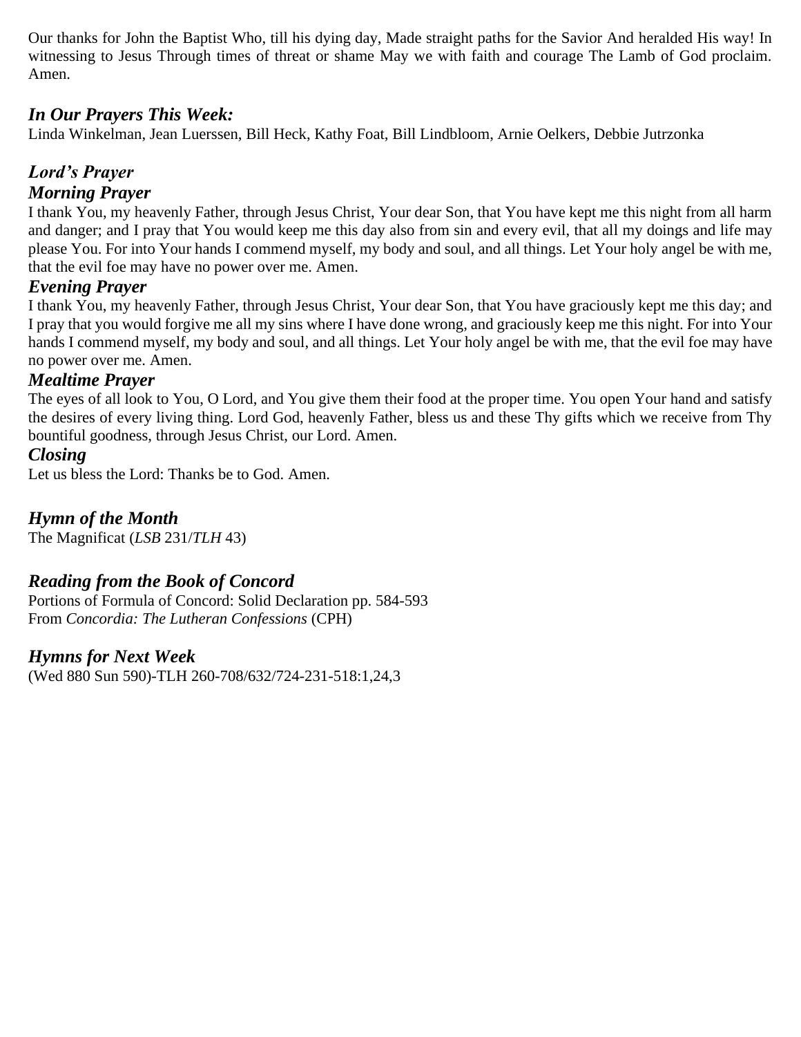Our thanks for John the Baptist Who, till his dying day, Made straight paths for the Savior And heralded His way! In witnessing to Jesus Through times of threat or shame May we with faith and courage The Lamb of God proclaim. Amen.

## *In Our Prayers This Week:*

Linda Winkelman, Jean Luerssen, Bill Heck, Kathy Foat, Bill Lindbloom, Arnie Oelkers, Debbie Jutrzonka

## *Lord's Prayer*

## *Morning Prayer*

I thank You, my heavenly Father, through Jesus Christ, Your dear Son, that You have kept me this night from all harm and danger; and I pray that You would keep me this day also from sin and every evil, that all my doings and life may please You. For into Your hands I commend myself, my body and soul, and all things. Let Your holy angel be with me, that the evil foe may have no power over me. Amen.

## *Evening Prayer*

I thank You, my heavenly Father, through Jesus Christ, Your dear Son, that You have graciously kept me this day; and I pray that you would forgive me all my sins where I have done wrong, and graciously keep me this night. For into Your hands I commend myself, my body and soul, and all things. Let Your holy angel be with me, that the evil foe may have no power over me. Amen.

## *Mealtime Prayer*

The eyes of all look to You, O Lord, and You give them their food at the proper time. You open Your hand and satisfy the desires of every living thing. Lord God, heavenly Father, bless us and these Thy gifts which we receive from Thy bountiful goodness, through Jesus Christ, our Lord. Amen.

## *Closing*

Let us bless the Lord: Thanks be to God. Amen.

## *Hymn of the Month*

The Magnificat (*LSB* 231/*TLH* 43)

## *Reading from the Book of Concord*

Portions of Formula of Concord: Solid Declaration pp. 584-593
From *Concordia: The Lutheran Confessions* (CPH)

## *Hymns for Next Week*

(Wed 880 Sun 590)-TLH 260-708/632/724-231-518:1,24,3